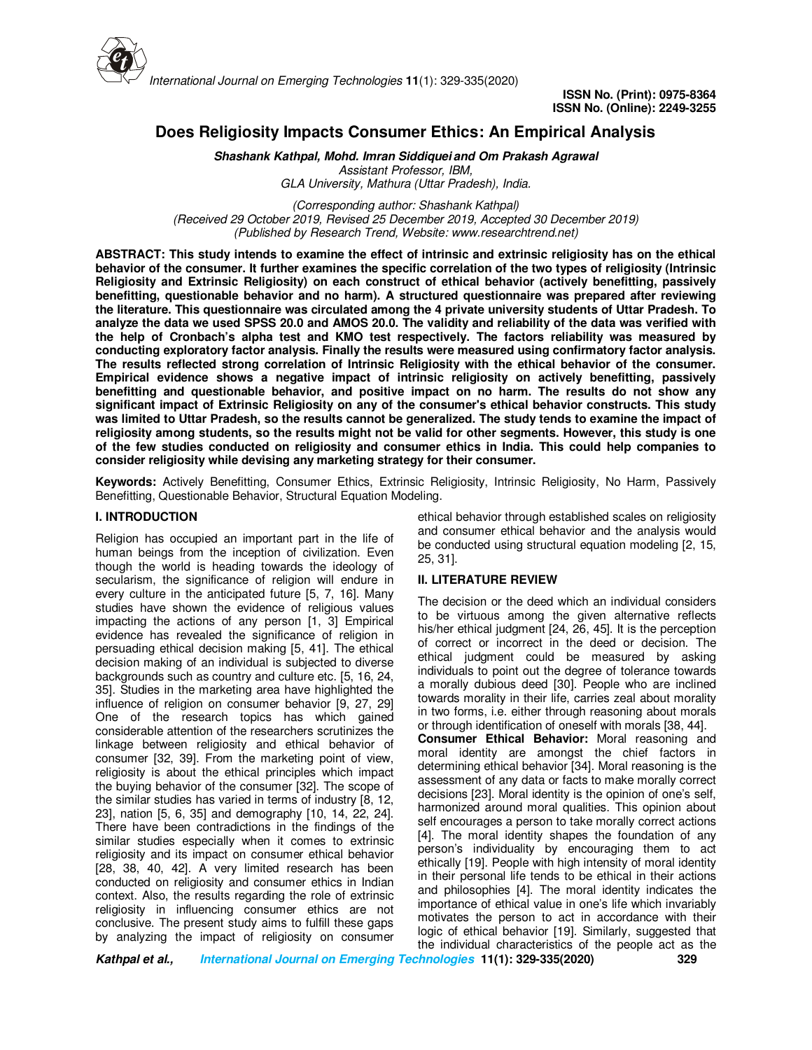# Does Religiosity Impacts Consumer Ethics: An Empirical Analysis

***Shashank Kathpal, Mohd. Imran Siddiquei and Om Prakash Agrawal***
*Assistant Professor, IBM,*
*GLA University, Mathura (Uttar Pradesh), India.*

*(Corresponding author: Shashank Kathpal)*
*(Received 29 October 2019, Revised 25 December 2019, Accepted 30 December 2019)*
*(Published by Research Trend, Website: www.researchtrend.net)*

**ABSTRACT: This study intends to examine the effect of intrinsic and extrinsic religiosity has on the ethical behavior of the consumer. It further examines the specific correlation of the two types of religiosity (Intrinsic Religiosity and Extrinsic Religiosity) on each construct of ethical behavior (actively benefitting, passively benefitting, questionable behavior and no harm). A structured questionnaire was prepared after reviewing the literature. This questionnaire was circulated among the 4 private university students of Uttar Pradesh. To analyze the data we used SPSS 20.0 and AMOS 20.0. The validity and reliability of the data was verified with the help of Cronbach's alpha test and KMO test respectively. The factors reliability was measured by conducting exploratory factor analysis. Finally the results were measured using confirmatory factor analysis. The results reflected strong correlation of Intrinsic Religiosity with the ethical behavior of the consumer. Empirical evidence shows a negative impact of intrinsic religiosity on actively benefitting, passively benefitting and questionable behavior, and positive impact on no harm. The results do not show any significant impact of Extrinsic Religiosity on any of the consumer's ethical behavior constructs. This study was limited to Uttar Pradesh, so the results cannot be generalized. The study tends to examine the impact of religiosity among students, so the results might not be valid for other segments. However, this study is one of the few studies conducted on religiosity and consumer ethics in India. This could help companies to consider religiosity while devising any marketing strategy for their consumer.**

**Keywords:** Actively Benefitting, Consumer Ethics, Extrinsic Religiosity, Intrinsic Religiosity, No Harm, Passively Benefitting, Questionable Behavior, Structural Equation Modeling.

## I. INTRODUCTION

Religion has occupied an important part in the life of human beings from the inception of civilization. Even though the world is heading towards the ideology of secularism, the significance of religion will endure in every culture in the anticipated future [5, 7, 16]. Many studies have shown the evidence of religious values impacting the actions of any person [1, 3] Empirical evidence has revealed the significance of religion in persuading ethical decision making [5, 41]. The ethical decision making of an individual is subjected to diverse backgrounds such as country and culture etc. [5, 16, 24, 35]. Studies in the marketing area have highlighted the influence of religion on consumer behavior [9, 27, 29] One of the research topics has which gained considerable attention of the researchers scrutinizes the linkage between religiosity and ethical behavior of consumer [32, 39]. From the marketing point of view, religiosity is about the ethical principles which impact the buying behavior of the consumer [32]. The scope of the similar studies has varied in terms of industry [8, 12, 23], nation [5, 6, 35] and demography [10, 14, 22, 24]. There have been contradictions in the findings of the similar studies especially when it comes to extrinsic religiosity and its impact on consumer ethical behavior [28, 38, 40, 42]. A very limited research has been conducted on religiosity and consumer ethics in Indian context. Also, the results regarding the role of extrinsic religiosity in influencing consumer ethics are not conclusive. The present study aims to fulfill these gaps by analyzing the impact of religiosity on consumer ethical behavior through established scales on religiosity and consumer ethical behavior and the analysis would be conducted using structural equation modeling [2, 15, 25, 31].

## II. LITERATURE REVIEW

The decision or the deed which an individual considers to be virtuous among the given alternative reflects his/her ethical judgment [24, 26, 45]. It is the perception of correct or incorrect in the deed or decision. The ethical judgment could be measured by asking individuals to point out the degree of tolerance towards a morally dubious deed [30]. People who are inclined towards morality in their life, carries zeal about morality in two forms, i.e. either through reasoning about morals or through identification of oneself with morals [38, 44].

**Consumer Ethical Behavior:** Moral reasoning and moral identity are amongst the chief factors in determining ethical behavior [34]. Moral reasoning is the assessment of any data or facts to make morally correct decisions [23]. Moral identity is the opinion of one's self, harmonized around moral qualities. This opinion about self encourages a person to take morally correct actions [4]. The moral identity shapes the foundation of any person's individuality by encouraging them to act ethically [19]. People with high intensity of moral identity in their personal life tends to be ethical in their actions and philosophies [4]. The moral identity indicates the importance of ethical value in one's life which invariably motivates the person to act in accordance with their logic of ethical behavior [19]. Similarly, suggested that the individual characteristics of the people act as the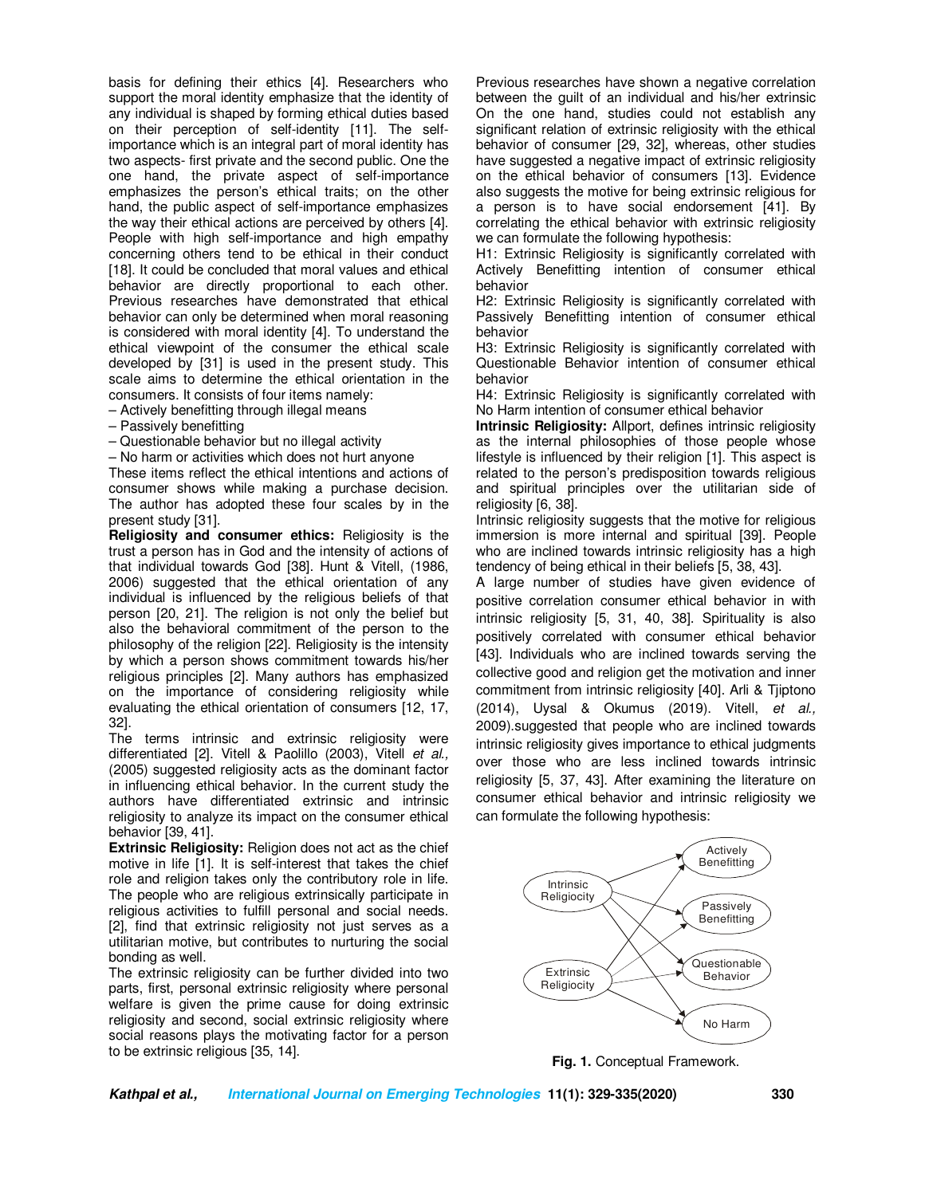basis for defining their ethics [4]. Researchers who support the moral identity emphasize that the identity of any individual is shaped by forming ethical duties based on their perception of self-identity [11]. The self-importance which is an integral part of moral identity has two aspects- first private and the second public. One the one hand, the private aspect of self-importance emphasizes the person's ethical traits; on the other hand, the public aspect of self-importance emphasizes the way their ethical actions are perceived by others [4]. People with high self-importance and high empathy concerning others tend to be ethical in their conduct [18]. It could be concluded that moral values and ethical behavior are directly proportional to each other. Previous researches have demonstrated that ethical behavior can only be determined when moral reasoning is considered with moral identity [4]. To understand the ethical viewpoint of the consumer the ethical scale developed by [31] is used in the present study. This scale aims to determine the ethical orientation in the consumers. It consists of four items namely:

– Actively benefitting through illegal means
– Passively benefitting
– Questionable behavior but no illegal activity
– No harm or activities which does not hurt anyone

These items reflect the ethical intentions and actions of consumer shows while making a purchase decision. The author has adopted these four scales by in the present study [31].

**Religiosity and consumer ethics:** Religiosity is the trust a person has in God and the intensity of actions of that individual towards God [38]. Hunt & Vitell, (1986, 2006) suggested that the ethical orientation of any individual is influenced by the religious beliefs of that person [20, 21]. The religion is not only the belief but also the behavioral commitment of the person to the philosophy of the religion [22]. Religiosity is the intensity by which a person shows commitment towards his/her religious principles [2]. Many authors has emphasized on the importance of considering religiosity while evaluating the ethical orientation of consumers [12, 17, 32].

The terms intrinsic and extrinsic religiosity were differentiated [2]. Vitell & Paolillo (2003), Vitell *et al.*, (2005) suggested religiosity acts as the dominant factor in influencing ethical behavior. In the current study the authors have differentiated extrinsic and intrinsic religiosity to analyze its impact on the consumer ethical behavior [39, 41].

**Extrinsic Religiosity:** Religion does not act as the chief motive in life [1]. It is self-interest that takes the chief role and religion takes only the contributory role in life. The people who are religious extrinsically participate in religious activities to fulfill personal and social needs. [2], find that extrinsic religiosity not just serves as a utilitarian motive, but contributes to nurturing the social bonding as well.

The extrinsic religiosity can be further divided into two parts, first, personal extrinsic religiosity where personal welfare is given the prime cause for doing extrinsic religiosity and second, social extrinsic religiosity where social reasons plays the motivating factor for a person to be extrinsic religious [35, 14].

Previous researches have shown a negative correlation between the guilt of an individual and his/her extrinsic On the one hand, studies could not establish any significant relation of extrinsic religiosity with the ethical behavior of consumer [29, 32], whereas, other studies have suggested a negative impact of extrinsic religiosity on the ethical behavior of consumers [13]. Evidence also suggests the motive for being extrinsic religious for a person is to have social endorsement [41]. By correlating the ethical behavior with extrinsic religiosity we can formulate the following hypothesis:

H1: Extrinsic Religiosity is significantly correlated with Actively Benefitting intention of consumer ethical behavior

H2: Extrinsic Religiosity is significantly correlated with Passively Benefitting intention of consumer ethical behavior

H3: Extrinsic Religiosity is significantly correlated with Questionable Behavior intention of consumer ethical behavior

H4: Extrinsic Religiosity is significantly correlated with No Harm intention of consumer ethical behavior

**Intrinsic Religiosity:** Allport, defines intrinsic religiosity as the internal philosophies of those people whose lifestyle is influenced by their religion [1]. This aspect is related to the person's predisposition towards religious and spiritual principles over the utilitarian side of religiosity [6, 38].

Intrinsic religiosity suggests that the motive for religious immersion is more internal and spiritual [39]. People who are inclined towards intrinsic religiosity has a high tendency of being ethical in their beliefs [5, 38, 43].

A large number of studies have given evidence of positive correlation consumer ethical behavior in with intrinsic religiosity [5, 31, 40, 38]. Spirituality is also positively correlated with consumer ethical behavior [43]. Individuals who are inclined towards serving the collective good and religion get the motivation and inner commitment from intrinsic religiosity [40]. Arli & Tjiptono (2014), Uysal & Okumus (2019). Vitell, *et al.,* 2009).suggested that people who are inclined towards intrinsic religiosity gives importance to ethical judgments over those who are less inclined towards intrinsic religiosity [5, 37, 43]. After examining the literature on consumer ethical behavior and intrinsic religiosity we can formulate the following hypothesis:

**Fig. 1.** Conceptual Framework.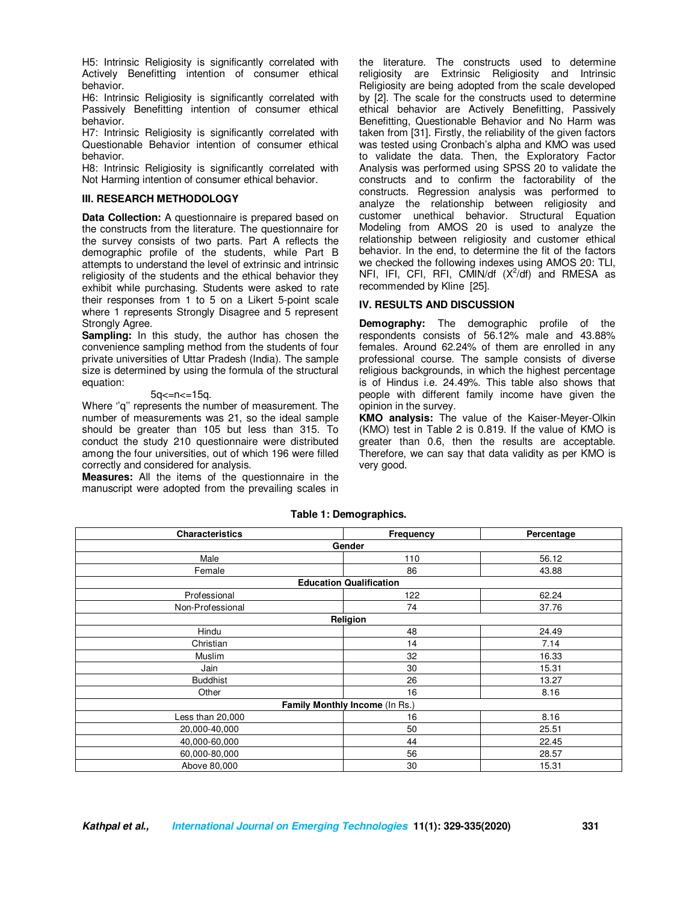H5: Intrinsic Religiosity is significantly correlated with Actively Benefitting intention of consumer ethical behavior.
H6: Intrinsic Religiosity is significantly correlated with Passively Benefitting intention of consumer ethical behavior.
H7: Intrinsic Religiosity is significantly correlated with Questionable Behavior intention of consumer ethical behavior.
H8: Intrinsic Religiosity is significantly correlated with Not Harming intention of consumer ethical behavior.

## III. RESEARCH METHODOLOGY

**Data Collection:** A questionnaire is prepared based on the constructs from the literature. The questionnaire for the survey consists of two parts. Part A reflects the demographic profile of the students, while Part B attempts to understand the level of extrinsic and intrinsic religiosity of the students and the ethical behavior they exhibit while purchasing. Students were asked to rate their responses from 1 to 5 on a Likert 5-point scale where 1 represents Strongly Disagree and 5 represent Strongly Agree.

**Sampling:** In this study, the author has chosen the convenience sampling method from the students of four private universities of Uttar Pradesh (India). The sample size is determined by using the formula of the structural equation:

$$5q<=n<=15q.$$

Where ''q'' represents the number of measurement. The number of measurements was 21, so the ideal sample should be greater than 105 but less than 315. To conduct the study 210 questionnaire were distributed among the four universities, out of which 196 were filled correctly and considered for analysis.

**Measures:** All the items of the questionnaire in the manuscript were adopted from the prevailing scales in the literature. The constructs used to determine religiosity are Extrinsic Religiosity and Intrinsic Religiosity are being adopted from the scale developed by [2]. The scale for the constructs used to determine ethical behavior are Actively Benefitting, Passively Benefitting, Questionable Behavior and No Harm was taken from [31]. Firstly, the reliability of the given factors was tested using Cronbach's alpha and KMO was used to validate the data. Then, the Exploratory Factor Analysis was performed using SPSS 20 to validate the constructs and to confirm the factorability of the constructs. Regression analysis was performed to analyze the relationship between religiosity and customer unethical behavior. Structural Equation Modeling from AMOS 20 is used to analyze the relationship between religiosity and customer ethical behavior. In the end, to determine the fit of the factors we checked the following indexes using AMOS 20: TLI, NFI, IFI, CFI, RFI, CMIN/df ($X^2$/df) and RMESA as recommended by Kline [25].

## IV. RESULTS AND DISCUSSION

**Demography:** The demographic profile of the respondents consists of 56.12% male and 43.88% females. Around 62.24% of them are enrolled in any professional course. The sample consists of diverse religious backgrounds, in which the highest percentage is of Hindus i.e. 24.49%. This table also shows that people with different family income have given the opinion in the survey.

**KMO analysis:** The value of the Kaiser-Meyer-Olkin (KMO) test in Table 2 is 0.819. If the value of KMO is greater than 0.6, then the results are acceptable. Therefore, we can say that data validity as per KMO is very good.

**Table 1: Demographics.**

| Characteristics | Frequency | Percentage |
|---|---|---|
| **Gender** | | |
| Male | 110 | 56.12 |
| Female | 86 | 43.88 |
| **Education Qualification** | | |
| Professional | 122 | 62.24 |
| Non-Professional | 74 | 37.76 |
| **Religion** | | |
| Hindu | 48 | 24.49 |
| Christian | 14 | 7.14 |
| Muslim | 32 | 16.33 |
| Jain | 30 | 15.31 |
| Buddhist | 26 | 13.27 |
| Other | 16 | 8.16 |
| **Family Monthly Income** (In Rs.) | | |
| Less than 20,000 | 16 | 8.16 |
| 20,000-40,000 | 50 | 25.51 |
| 40,000-60,000 | 44 | 22.45 |
| 60,000-80,000 | 56 | 28.57 |
| Above 80,000 | 30 | 15.31 |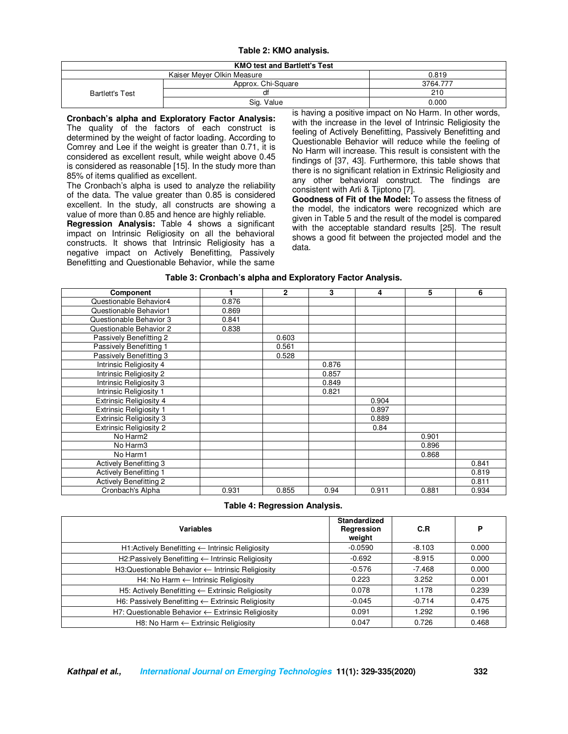**Table 2: KMO analysis.**

| KMO test and Bartlett's Test | | |
|---|---|---|
| Kaiser Meyer Olkin Measure | | 0.819 |
| Bartlett's Test | Approx. Chi-Square | 3764.777 |
| | df | 210 |
| | Sig. Value | 0.000 |

**Cronbach's alpha and Exploratory Factor Analysis:** The quality of the factors of each construct is determined by the weight of factor loading. According to Comrey and Lee if the weight is greater than 0.71, it is considered as excellent result, while weight above 0.45 is considered as reasonable [15]. In the study more than 85% of items qualified as excellent.

The Cronbach's alpha is used to analyze the reliability of the data. The value greater than 0.85 is considered excellent. In the study, all constructs are showing a value of more than 0.85 and hence are highly reliable.

**Regression Analysis:** Table 4 shows a significant impact on Intrinsic Religiosity on all the behavioral constructs. It shows that Intrinsic Religiosity has a negative impact on Actively Benefitting, Passively Benefitting and Questionable Behavior, while the same is having a positive impact on No Harm. In other words, with the increase in the level of Intrinsic Religiosity the feeling of Actively Benefitting, Passively Benefitting and Questionable Behavior will reduce while the feeling of No Harm will increase. This result is consistent with the findings of [37, 43]. Furthermore, this table shows that there is no significant relation in Extrinsic Religiosity and any other behavioral construct. The findings are consistent with Arli & Tjiptono [7].

**Goodness of Fit of the Model:** To assess the fitness of the model, the indicators were recognized which are given in Table 5 and the result of the model is compared with the acceptable standard results [25]. The result shows a good fit between the projected model and the data.

**Table 3: Cronbach's alpha and Exploratory Factor Analysis.**

| Component | 1 | 2 | 3 | 4 | 5 | 6 |
|---|---|---|---|---|---|---|
| Questionable Behavior4 | 0.876 | | | | | |
| Questionable Behavior1 | 0.869 | | | | | |
| Questionable Behavior 3 | 0.841 | | | | | |
| Questionable Behavior 2 | 0.838 | | | | | |
| Passively Benefitting 2 | | 0.603 | | | | |
| Passively Benefitting 1 | | 0.561 | | | | |
| Passively Benefitting 3 | | 0.528 | | | | |
| Intrinsic Religiosity 4 | | | 0.876 | | | |
| Intrinsic Religiosity 2 | | | 0.857 | | | |
| Intrinsic Religiosity 3 | | | 0.849 | | | |
| Intrinsic Religiosity 1 | | | 0.821 | | | |
| Extrinsic Religiosity 4 | | | | 0.904 | | |
| Extrinsic Religiosity 1 | | | | 0.897 | | |
| Extrinsic Religiosity 3 | | | | 0.889 | | |
| Extrinsic Religiosity 2 | | | | 0.84 | | |
| No Harm2 | | | | | 0.901 | |
| No Harm3 | | | | | 0.896 | |
| No Harm1 | | | | | 0.868 | |
| Actively Benefitting 3 | | | | | | 0.841 |
| Actively Benefitting 1 | | | | | | 0.819 |
| Actively Benefitting 2 | | | | | | 0.811 |
| Cronbach's Alpha | 0.931 | 0.855 | 0.94 | 0.911 | 0.881 | 0.934 |

**Table 4: Regression Analysis.**

| Variables | Standardized Regression weight | C.R | P |
|---|---|---|---|
| H1:Actively Benefiting ← Intrinsic Religiosity | -0.0590 | -8.103 | 0.000 |
| H2:Passively Benefitting ← Intrinsic Religiosity | -0.692 | -8.915 | 0.000 |
| H3:Questionable Behavior ← Intrinsic Religiosity | -0.576 | -7.468 | 0.000 |
| H4: No Harm ← Intrinsic Religiosity | 0.223 | 3.252 | 0.001 |
| H5: Actively Benefitting ← Extrinsic Religiosity | 0.078 | 1.178 | 0.239 |
| H6: Passively Benefitting ← Extrinsic Religiosity | -0.045 | -0.714 | 0.475 |
| H7: Questionable Behavior ← Extrinsic Religiosity | 0.091 | 1.292 | 0.196 |
| H8: No Harm ← Extrinsic Religiosity | 0.047 | 0.726 | 0.468 |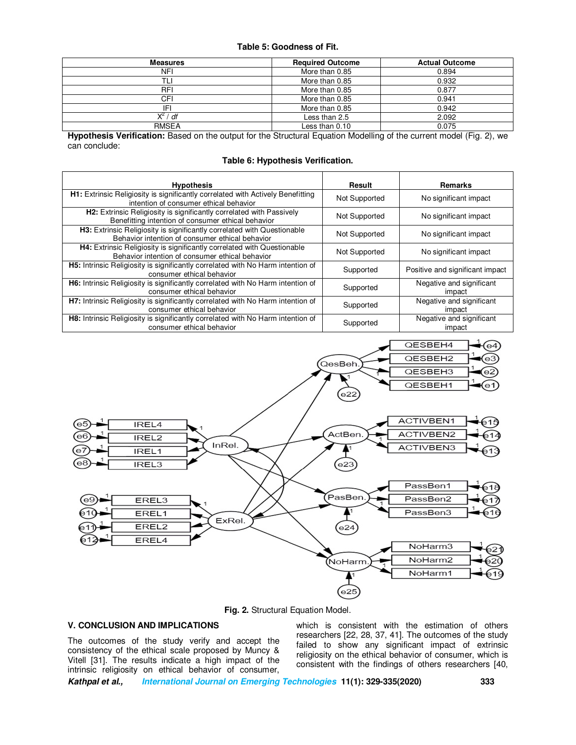**Table 5: Goodness of Fit.**

| Measures | Required Outcome | Actual Outcome |
|---|---|---|
| NFI | More than 0.85 | 0.894 |
| TLI | More than 0.85 | 0.932 |
| RFI | More than 0.85 | 0.877 |
| CFI | More than 0.85 | 0.941 |
| IFI | More than 0.85 | 0.942 |
| $X^2$ / *df* | Less than 2.5 | 2.092 |
| RMSEA | Less than 0.10 | 0.075 |

**Hypothesis Verification:** Based on the output for the Structural Equation Modelling of the current model (Fig. 2), we can conclude:

**Table 6: Hypothesis Verification.**

| Hypothesis | Result | Remarks |
|---|---|---|
| **H1:** Extrinsic Religiosity is significantly correlated with Actively Benefitting intention of consumer ethical behavior | Not Supported | No significant impact |
| **H2:** Extrinsic Religiosity is significantly correlated with Passively Benefitting intention of consumer ethical behavior | Not Supported | No significant impact |
| **H3:** Extrinsic Religiosity is significantly correlated with Questionable Behavior intention of consumer ethical behavior | Not Supported | No significant impact |
| **H4:** Extrinsic Religiosity is significantly correlated with Questionable Behavior intention of consumer ethical behavior | Not Supported | No significant impact |
| **H5:** Intrinsic Religiosity is significantly correlated with No Harm intention of consumer ethical behavior | Supported | Positive and significant impact |
| **H6:** Intrinsic Religiosity is significantly correlated with No Harm intention of consumer ethical behavior | Supported | Negative and significant impact |
| **H7:** Intrinsic Religiosity is significantly correlated with No Harm intention of consumer ethical behavior | Supported | Negative and significant impact |
| **H8:** Intrinsic Religiosity is significantly correlated with No Harm intention of consumer ethical behavior | Supported | Negative and significant impact |

**Fig. 2.** Structural Equation Model.

## V. CONCLUSION AND IMPLICATIONS

The outcomes of the study verify and accept the consistency of the ethical scale proposed by Muncy & Vitell [31]. The results indicate a high impact of the intrinsic religiosity on ethical behavior of consumer, which is consistent with the estimation of others researchers [22, 28, 37, 41]. The outcomes of the study failed to show any significant impact of extrinsic religiosity on the ethical behavior of consumer, which is consistent with the findings of others researchers [40,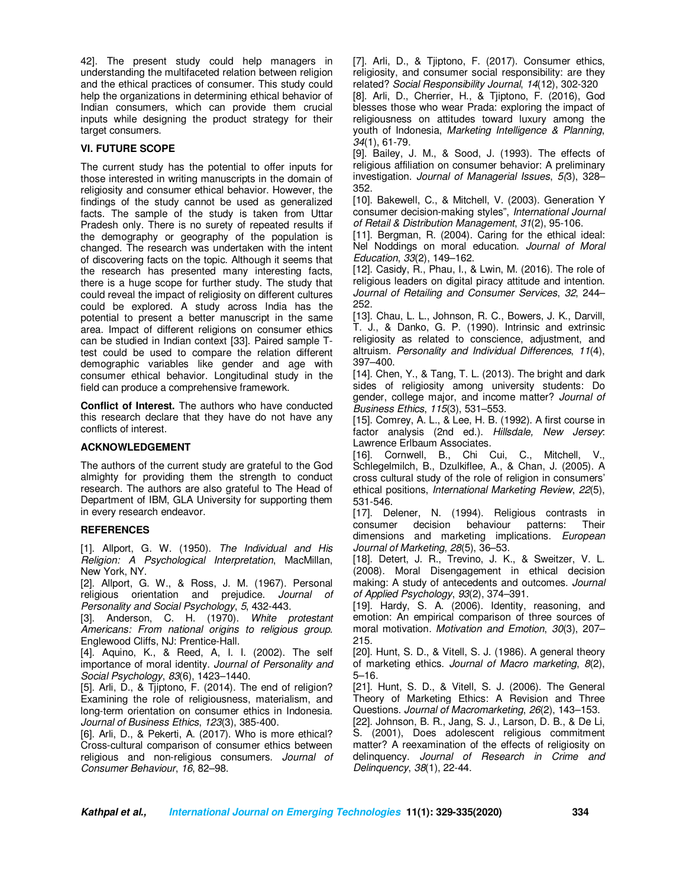42]. The present study could help managers in understanding the multifaceted relation between religion and the ethical practices of consumer. This study could help the organizations in determining ethical behavior of Indian consumers, which can provide them crucial inputs while designing the product strategy for their target consumers.

## VI. FUTURE SCOPE

The current study has the potential to offer inputs for those interested in writing manuscripts in the domain of religiosity and consumer ethical behavior. However, the findings of the study cannot be used as generalized facts. The sample of the study is taken from Uttar Pradesh only. There is no surety of repeated results if the demography or geography of the population is changed. The research was undertaken with the intent of discovering facts on the topic. Although it seems that the research has presented many interesting facts, there is a huge scope for further study. The study that could reveal the impact of religiosity on different cultures could be explored. A study across India has the potential to present a better manuscript in the same area. Impact of different religions on consumer ethics can be studied in Indian context [33]. Paired sample T-test could be used to compare the relation different demographic variables like gender and age with consumer ethical behavior. Longitudinal study in the field can produce a comprehensive framework.

**Conflict of Interest.** The authors who have conducted this research declare that they have do not have any conflicts of interest.

## ACKNOWLEDGEMENT

The authors of the current study are grateful to the God almighty for providing them the strength to conduct research. The authors are also grateful to The Head of Department of IBM, GLA University for supporting them in every research endeavor.

## REFERENCES

[1]. Allport, G. W. (1950). *The Individual and His Religion: A Psychological Interpretation*, MacMillan, New York, NY.

[2]. Allport, G. W., & Ross, J. M. (1967). Personal religious orientation and prejudice. *Journal of Personality and Social Psychology*, *5*, 432-443.

[3]. Anderson, C. H. (1970). *White protestant Americans: From national origins to religious group*. Englewood Cliffs, NJ: Prentice-Hall.

[4]. Aquino, K., & Reed, A, I. I. (2002). The self importance of moral identity. *Journal of Personality and Social Psychology*, *83*(6), 1423–1440.

[5]. Arli, D., & Tjiptono, F. (2014). The end of religion? Examining the role of religiousness, materialism, and long-term orientation on consumer ethics in Indonesia. *Journal of Business Ethics*, *123*(3), 385-400.

[6]. Arli, D., & Pekerti, A. (2017). Who is more ethical? Cross-cultural comparison of consumer ethics between religious and non-religious consumers. *Journal of Consumer Behaviour*, *16*, 82–98.

[7]. Arli, D., & Tjiptono, F. (2017). Consumer ethics, religiosity, and consumer social responsibility: are they related? *Social Responsibility Journal*, *14*(12), 302-320

[8]. Arli, D., Cherrier, H., & Tjiptono, F. (2016), God blesses those who wear Prada: exploring the impact of religiousness on attitudes toward luxury among the youth of Indonesia, *Marketing Intelligence & Planning*, *34*(1), 61-79.

[9]. Bailey, J. M., & Sood, J. (1993). The effects of religious affiliation on consumer behavior: A preliminary investigation. *Journal of Managerial Issues*, *5*(3), 328–352.

[10]. Bakewell, C., & Mitchell, V. (2003). Generation Y consumer decision-making styles", *International Journal of Retail & Distribution Management*, *31*(2), 95-106.

[11]. Bergman, R. (2004). Caring for the ethical ideal: Nel Noddings on moral education. *Journal of Moral Education*, *33*(2), 149–162.

[12]. Casidy, R., Phau, I., & Lwin, M. (2016). The role of religious leaders on digital piracy attitude and intention. *Journal of Retailing and Consumer Services*, *32*, 244–252.

[13]. Chau, L. L., Johnson, R. C., Bowers, J. K., Darvill, T. J., & Danko, G. P. (1990). Intrinsic and extrinsic religiosity as related to conscience, adjustment, and altruism. *Personality and Individual Differences*, *11*(4), 397–400.

[14]. Chen, Y., & Tang, T. L. (2013). The bright and dark sides of religiosity among university students: Do gender, college major, and income matter? *Journal of Business Ethics*, *115*(3), 531–553.

[15]. Comrey, A. L., & Lee, H. B. (1992). A first course in factor analysis (2nd ed.). *Hillsdale, New Jersey*: Lawrence Erlbaum Associates.

[16]. Cornwell, B., Chi Cui, C., Mitchell, V., Schlegelmilch, B., Dzulkiflee, A., & Chan, J. (2005). A cross cultural study of the role of religion in consumers' ethical positions, *International Marketing Review*, *22*(5), 531-546.

[17]. Delener, N. (1994). Religious contrasts in consumer decision behaviour patterns: Their dimensions and marketing implications. *European Journal of Marketing*, *28*(5), 36–53.

[18]. Detert, J. R., Trevino, J. K., & Sweitzer, V. L. (2008). Moral Disengagement in ethical decision making: A study of antecedents and outcomes. *Journal of Applied Psychology*, *93*(2), 374–391.

[19]. Hardy, S. A. (2006). Identity, reasoning, and emotion: An empirical comparison of three sources of moral motivation. *Motivation and Emotion*, *30*(3), 207–215.

[20]. Hunt, S. D., & Vitell, S. J. (1986). A general theory of marketing ethics. *Journal of Macro marketing*, *8*(2), 5–16.

[21]. Hunt, S. D., & Vitell, S. J. (2006). The General Theory of Marketing Ethics: A Revision and Three Questions. *Journal of Macromarketing*, *26*(2), 143–153.

[22]. Johnson, B. R., Jang, S. J., Larson, D. B., & De Li, S. (2001), Does adolescent religious commitment matter? A reexamination of the effects of religiosity on delinquency. *Journal of Research in Crime and Delinquency*, *38*(1), 22-44.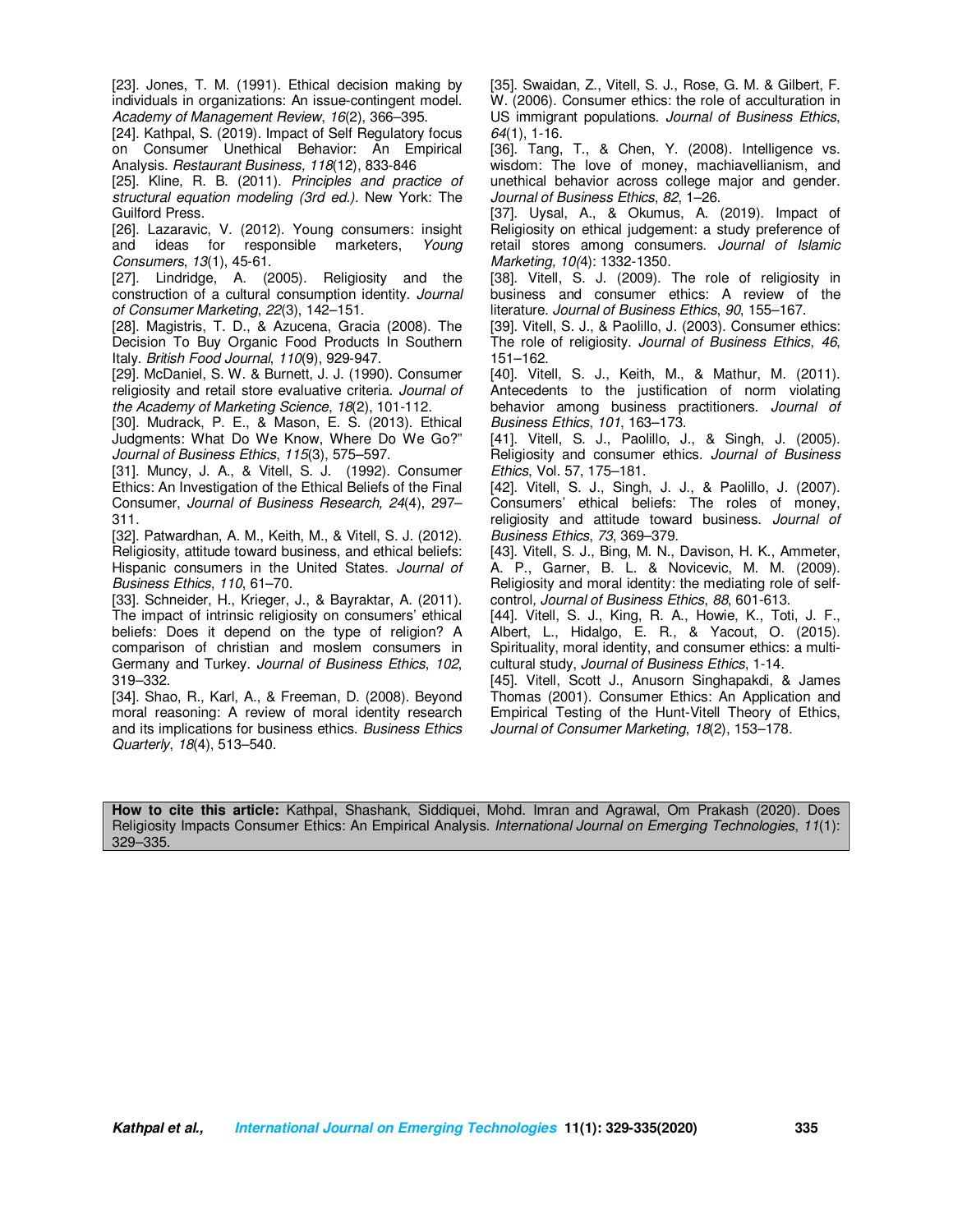[23]. Jones, T. M. (1991). Ethical decision making by individuals in organizations: An issue-contingent model. *Academy of Management Review*, *16*(2), 366–395.

[24]. Kathpal, S. (2019). Impact of Self Regulatory focus on Consumer Unethical Behavior: An Empirical Analysis. *Restaurant Business, 118*(12), 833-846

[25]. Kline, R. B. (2011). *Principles and practice of structural equation modeling (3rd ed.)*. New York: The Guilford Press.

[26]. Lazaravic, V. (2012). Young consumers: insight and ideas for responsible marketers, *Young Consumers*, *13*(1), 45-61.

[27]. Lindridge, A. (2005). Religiosity and the construction of a cultural consumption identity. *Journal of Consumer Marketing*, *22*(3), 142–151.

[28]. Magistris, T. D., & Azucena, Gracia (2008). The Decision To Buy Organic Food Products In Southern Italy. *British Food Journal*, *110*(9), 929-947.

[29]. McDaniel, S. W. & Burnett, J. J. (1990). Consumer religiosity and retail store evaluative criteria. *Journal of the Academy of Marketing Science*, *18*(2), 101-112.

[30]. Mudrack, P. E., & Mason, E. S. (2013). Ethical Judgments: What Do We Know, Where Do We Go?" *Journal of Business Ethics*, *115*(3), 575–597.

[31]. Muncy, J. A., & Vitell, S. J. (1992). Consumer Ethics: An Investigation of the Ethical Beliefs of the Final Consumer, *Journal of Business Research, 24*(4), 297–311.

[32]. Patwardhan, A. M., Keith, M., & Vitell, S. J. (2012). Religiosity, attitude toward business, and ethical beliefs: Hispanic consumers in the United States. *Journal of Business Ethics*, *110*, 61–70.

[33]. Schneider, H., Krieger, J., & Bayraktar, A. (2011). The impact of intrinsic religiosity on consumers' ethical beliefs: Does it depend on the type of religion? A comparison of christian and moslem consumers in Germany and Turkey. *Journal of Business Ethics*, *102*, 319–332.

[34]. Shao, R., Karl, A., & Freeman, D. (2008). Beyond moral reasoning: A review of moral identity research and its implications for business ethics. *Business Ethics Quarterly*, *18*(4), 513–540.

[35]. Swaidan, Z., Vitell, S. J., Rose, G. M. & Gilbert, F. W. (2006). Consumer ethics: the role of acculturation in US immigrant populations. *Journal of Business Ethics*, *64*(1), 1-16.

[36]. Tang, T., & Chen, Y. (2008). Intelligence vs. wisdom: The love of money, machiavellianism, and unethical behavior across college major and gender. *Journal of Business Ethics*, *82*, 1–26.

[37]. Uysal, A., & Okumus, A. (2019). Impact of Religiosity on ethical judgement: a study preference of retail stores among consumers. *Journal of Islamic Marketing, 10(*4): 1332-1350.

[38]. Vitell, S. J. (2009). The role of religiosity in business and consumer ethics: A review of the literature. *Journal of Business Ethics*, *90*, 155–167.

[39]. Vitell, S. J., & Paolillo, J. (2003). Consumer ethics: The role of religiosity. *Journal of Business Ethics*, *46*, 151–162.

[40]. Vitell, S. J., Keith, M., & Mathur, M. (2011). Antecedents to the justification of norm violating behavior among business practitioners. *Journal of Business Ethics*, *101*, 163–173.

[41]. Vitell, S. J., Paolillo, J., & Singh, J. (2005). Religiosity and consumer ethics. *Journal of Business Ethics*, Vol. 57, 175–181.

[42]. Vitell, S. J., Singh, J. J., & Paolillo, J. (2007). Consumers' ethical beliefs: The roles of money, religiosity and attitude toward business. *Journal of Business Ethics*, *73*, 369–379.

[43]. Vitell, S. J., Bing, M. N., Davison, H. K., Ammeter, A. P., Garner, B. L. & Novicevic, M. M. (2009). Religiosity and moral identity: the mediating role of self-control*, Journal of Business Ethics*, *88*, 601-613.

[44]. Vitell, S. J., King, R. A., Howie, K., Toti, J. F., Albert, L., Hidalgo, E. R., & Yacout, O. (2015). Spirituality, moral identity, and consumer ethics: a multi-cultural study, *Journal of Business Ethics*, 1-14.

[45]. Vitell, Scott J., Anusorn Singhapakdi, & James Thomas (2001). Consumer Ethics: An Application and Empirical Testing of the Hunt-Vitell Theory of Ethics, *Journal of Consumer Marketing*, *18*(2), 153–178.

**How to cite this article:** Kathpal, Shashank, Siddiquei, Mohd. Imran and Agrawal, Om Prakash (2020). Does Religiosity Impacts Consumer Ethics: An Empirical Analysis. *International Journal on Emerging Technologies*, *11*(1): 329–335.